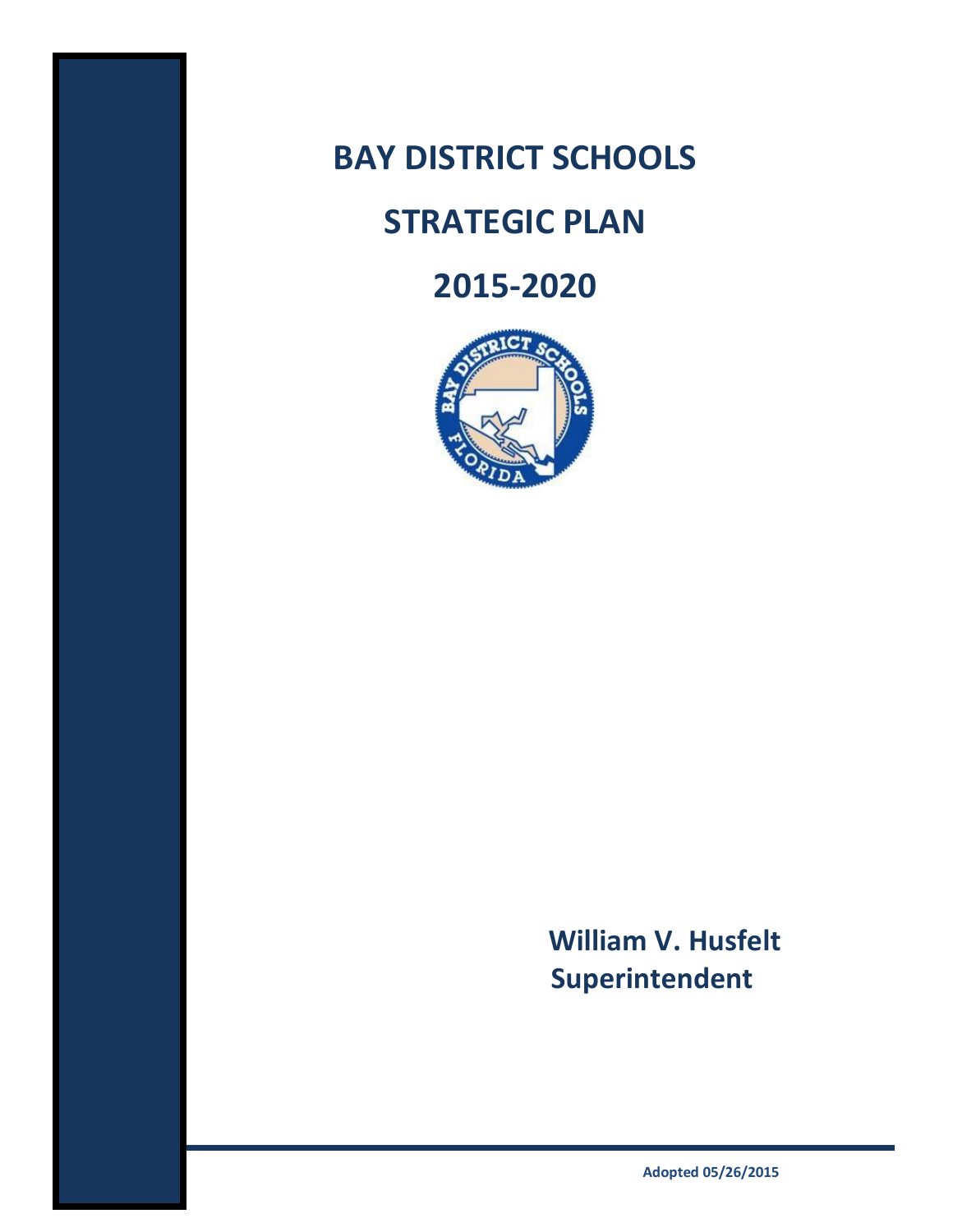# BAY DISTRICT SCHOOLS

# STRATEGIC PLAN

# 2015-2020

**William V. Husfelt**
**Superintendent**

**Adopted 05/26/2015**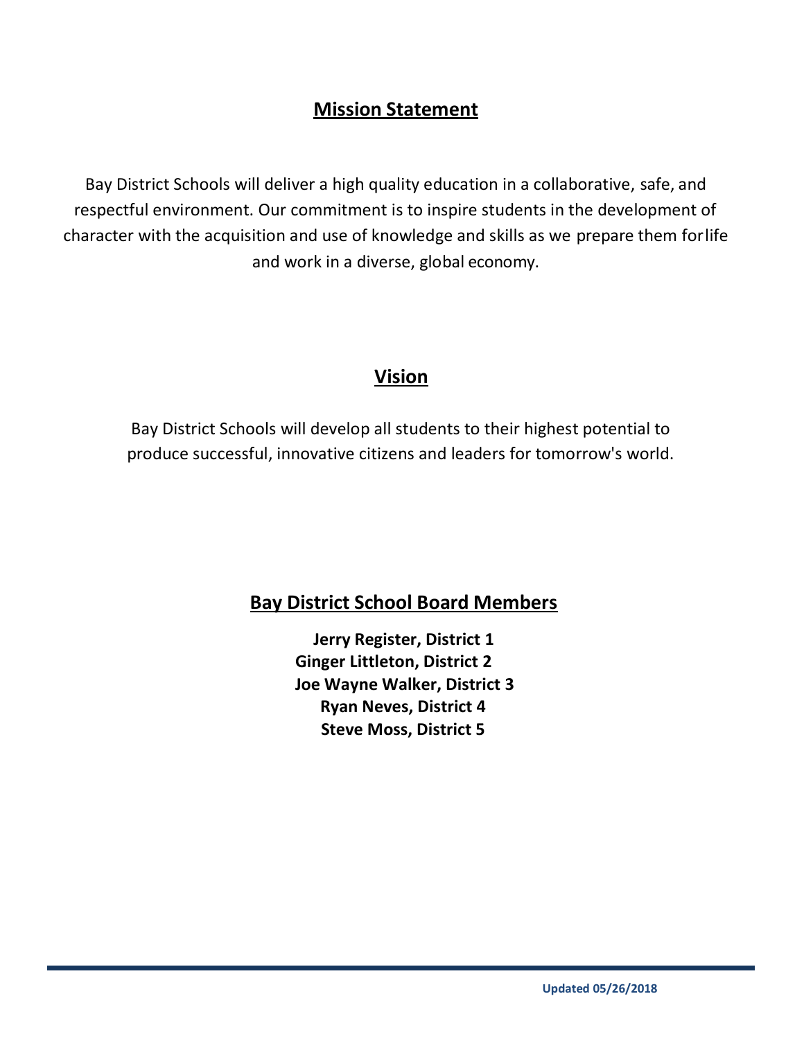## Mission Statement

Bay District Schools will deliver a high quality education in a collaborative, safe, and respectful environment. Our commitment is to inspire students in the development of character with the acquisition and use of knowledge and skills as we prepare them for life and work in a diverse, global economy.

## Vision

Bay District Schools will develop all students to their highest potential to produce successful, innovative citizens and leaders for tomorrow's world.

## Bay District School Board Members

**Jerry Register, District 1**
**Ginger Littleton, District 2**
**Joe Wayne Walker, District 3**
**Ryan Neves, District 4**
**Steve Moss, District 5**

**Updated 05/26/2018**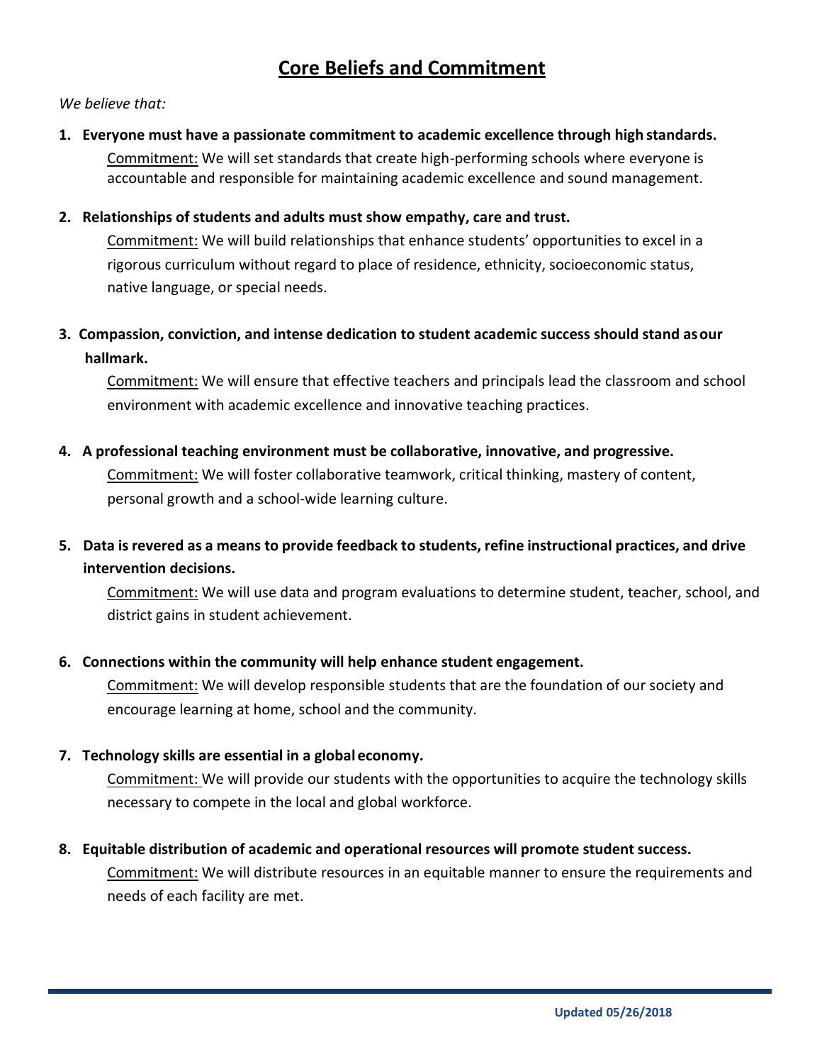# Core Beliefs and Commitment

*We believe that:*

1. **Everyone must have a passionate commitment to academic excellence through high standards.**
   Commitment: We will set standards that create high-performing schools where everyone is accountable and responsible for maintaining academic excellence and sound management.

2. **Relationships of students and adults must show empathy, care and trust.**
   Commitment: We will build relationships that enhance students' opportunities to excel in a rigorous curriculum without regard to place of residence, ethnicity, socioeconomic status, native language, or special needs.

3. **Compassion, conviction, and intense dedication to student academic success should stand as our hallmark.**
   Commitment: We will ensure that effective teachers and principals lead the classroom and school environment with academic excellence and innovative teaching practices.

4. **A professional teaching environment must be collaborative, innovative, and progressive.**
   Commitment: We will foster collaborative teamwork, critical thinking, mastery of content, personal growth and a school-wide learning culture.

5. **Data is revered as a means to provide feedback to students, refine instructional practices, and drive intervention decisions.**
   Commitment: We will use data and program evaluations to determine student, teacher, school, and district gains in student achievement.

6. **Connections within the community will help enhance student engagement.**
   Commitment: We will develop responsible students that are the foundation of our society and encourage learning at home, school and the community.

7. **Technology skills are essential in a global economy.**
   Commitment: We will provide our students with the opportunities to acquire the technology skills necessary to compete in the local and global workforce.

8. **Equitable distribution of academic and operational resources will promote student success.**
   Commitment: We will distribute resources in an equitable manner to ensure the requirements and needs of each facility are met.

**Updated 05/26/2018**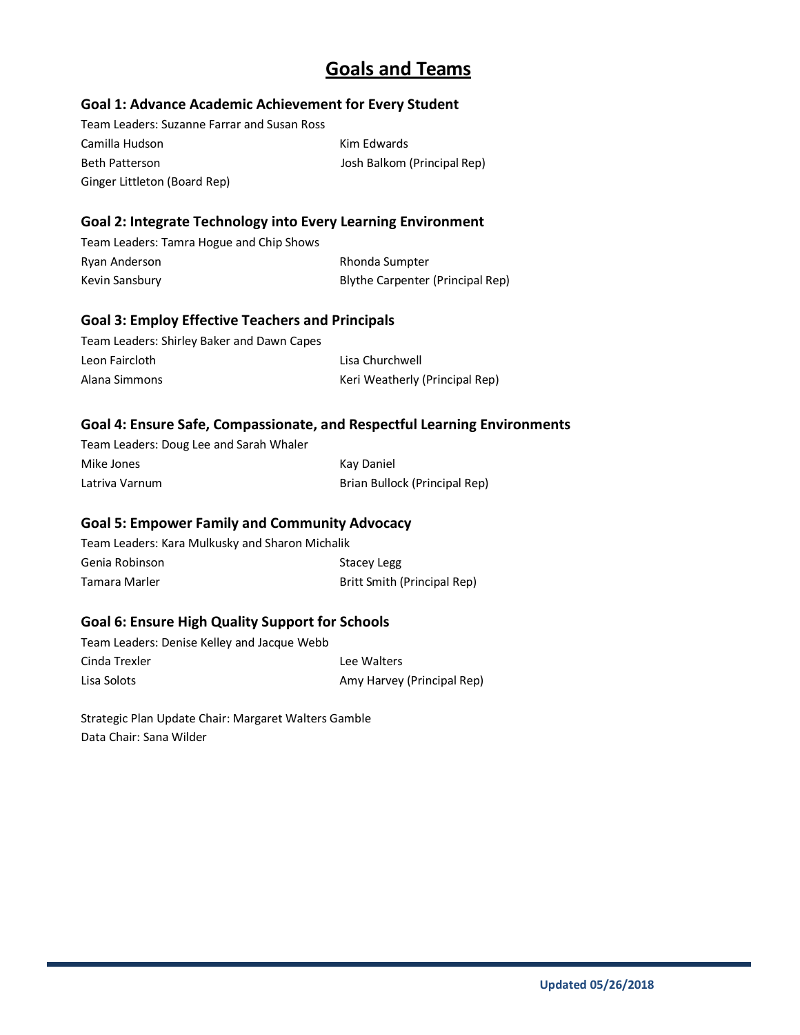# Goals and Teams

### Goal 1: Advance Academic Achievement for Every Student

Team Leaders: Suzanne Farrar and Susan Ross

Camilla Hudson
Kim Edwards
Beth Patterson
Josh Balkom (Principal Rep)
Ginger Littleton (Board Rep)

### Goal 2: Integrate Technology into Every Learning Environment

Team Leaders: Tamra Hogue and Chip Shows

Ryan Anderson
Rhonda Sumpter
Kevin Sansbury
Blythe Carpenter (Principal Rep)

### Goal 3: Employ Effective Teachers and Principals

Team Leaders: Shirley Baker and Dawn Capes

Leon Faircloth
Lisa Churchwell
Alana Simmons
Keri Weatherly (Principal Rep)

### Goal 4: Ensure Safe, Compassionate, and Respectful Learning Environments

Team Leaders: Doug Lee and Sarah Whaler

Mike Jones
Kay Daniel
Latriva Varnum
Brian Bullock (Principal Rep)

### Goal 5: Empower Family and Community Advocacy

Team Leaders: Kara Mulkusky and Sharon Michalik

Genia Robinson
Stacey Legg
Tamara Marler
Britt Smith (Principal Rep)

### Goal 6: Ensure High Quality Support for Schools

Team Leaders: Denise Kelley and Jacque Webb

Cinda Trexler
Lee Walters
Lisa Solots
Amy Harvey (Principal Rep)

Strategic Plan Update Chair: Margaret Walters Gamble
Data Chair: Sana Wilder

**Updated 05/26/2018**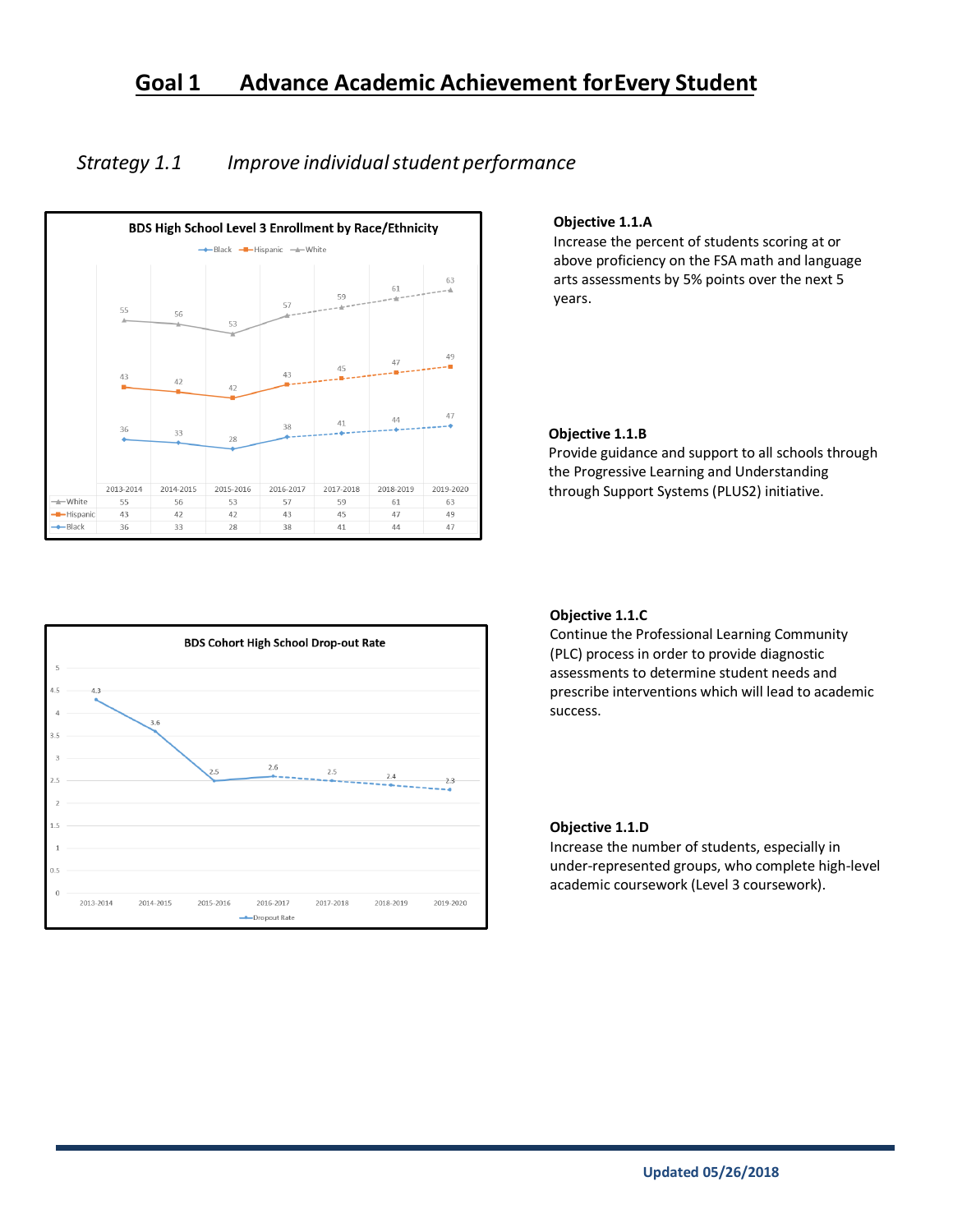# Goal 1 Advance Academic Achievement for Every Student

*Strategy 1.1 Improve individual student performance*

**BDS High School Level 3 Enrollment by Race/Ethnicity**

| | 2013-2014 | 2014-2015 | 2015-2016 | 2016-2017 | 2017-2018 | 2018-2019 | 2019-2020 |
|---|---|---|---|---|---|---|---|
| White | 55 | 56 | 53 | 57 | 59 | 61 | 63 |
| Hispanic | 43 | 42 | 42 | 43 | 45 | 47 | 49 |
| Black | 36 | 33 | 28 | 38 | 41 | 44 | 47 |

**Objective 1.1.A**
Increase the percent of students scoring at or above proficiency on the FSA math and language arts assessments by 5% points over the next 5 years.

**Objective 1.1.B**
Provide guidance and support to all schools through the Progressive Learning and Understanding through Support Systems (PLUS2) initiative.

**BDS Cohort High School Drop-out Rate**

| | 2013-2014 | 2014-2015 | 2015-2016 | 2016-2017 | 2017-2018 | 2018-2019 | 2019-2020 |
|---|---|---|---|---|---|---|---|
| Dropout Rate | 4.3 | 3.6 | 2.5 | 2.6 | 2.5 | 2.4 | 2.3 |

**Objective 1.1.C**
Continue the Professional Learning Community (PLC) process in order to provide diagnostic assessments to determine student needs and prescribe interventions which will lead to academic success.

**Objective 1.1.D**
Increase the number of students, especially in under-represented groups, who complete high-level academic coursework (Level 3 coursework).

**Updated 05/26/2018**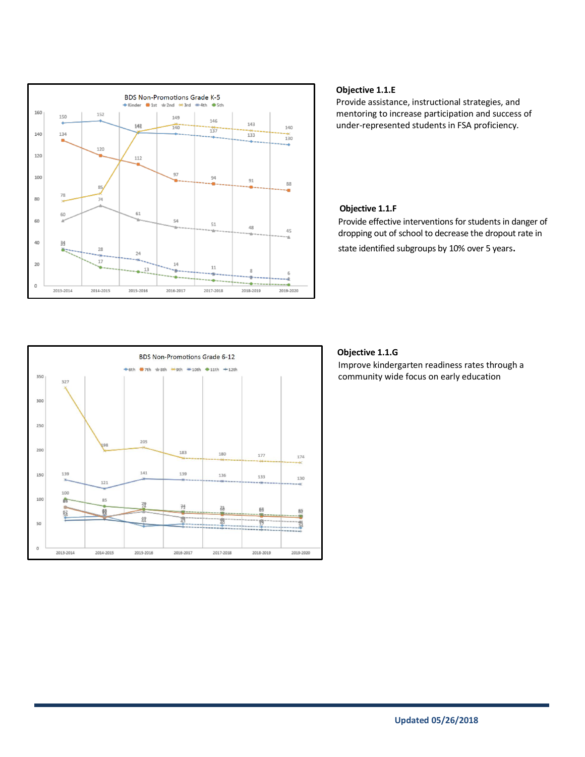### Objective 1.1.E

Provide assistance, instructional strategies, and mentoring to increase participation and success of under-represented students in FSA proficiency.

### Objective 1.1.F

Provide effective interventions for students in danger of dropping out of school to decrease the dropout rate in state identified subgroups by 10% over 5 years.

### Objective 1.1.G

Improve kindergarten readiness rates through a community wide focus on early education

Updated 05/26/2018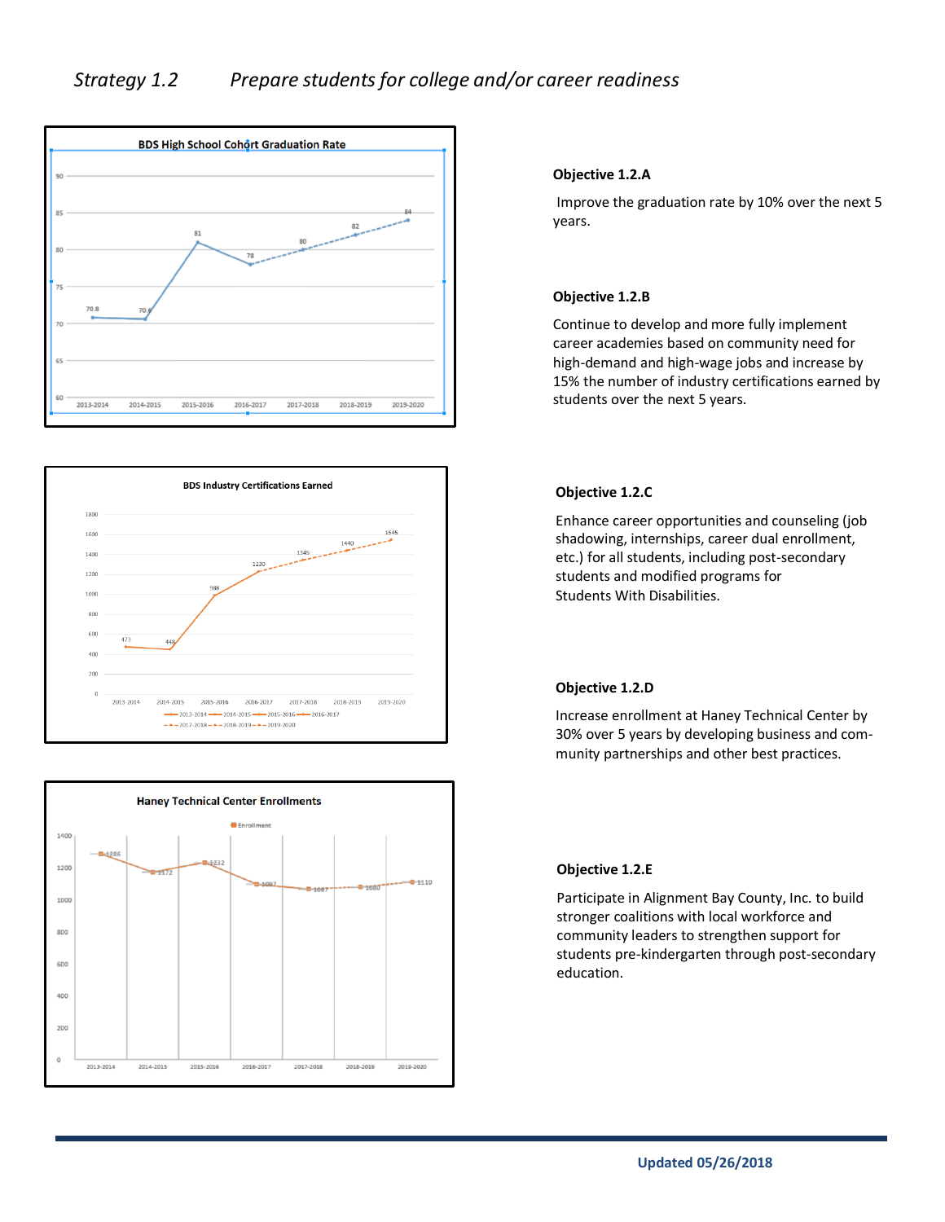*Strategy 1.2 Prepare students for college and/or career readiness*

**BDS High School Cohort Graduation Rate**

| Year | Graduation Rate |
|---|---|
| 2013-2014 | 70.8 |
| 2014-2015 | 70.6 |
| 2015-2016 | 81 |
| 2016-2017 | 78 |
| 2017-2018 | 80 |
| 2018-2019 | 82 |
| 2019-2020 | 84 |

### Objective 1.2.A

Improve the graduation rate by 10% over the next 5 years.

### Objective 1.2.B

Continue to develop and more fully implement career academies based on community need for high-demand and high-wage jobs and increase by 15% the number of industry certifications earned by students over the next 5 years.

**BDS Industry Certifications Earned**

| Year | Certifications |
|---|---|
| 2013-2014 | 473 |
| 2014-2015 | 448 |
| 2015-2016 | 988 |
| 2016-2017 | 1230 |
| 2017-2018 | 1345 |
| 2018-2019 | 1440 |
| 2019-2020 | 1545 |

### Objective 1.2.C

Enhance career opportunities and counseling (job shadowing, internships, career dual enrollment, etc.) for all students, including post-secondary students and modified programs for Students With Disabilities.

### Objective 1.2.D

Increase enrollment at Haney Technical Center by 30% over 5 years by developing business and community partnerships and other best practices.

**Haney Technical Center Enrollments**

| Year | Enrollment |
|---|---|
| 2013-2014 | 1286 |
| 2014-2015 | 1172 |
| 2015-2016 | 1232 |
| 2016-2017 | 1097 |
| 2017-2018 | 1067 |
| 2018-2019 | 1080 |
| 2019-2020 | 1110 |

### Objective 1.2.E

Participate in Alignment Bay County, Inc. to build stronger coalitions with local workforce and community leaders to strengthen support for students pre-kindergarten through post-secondary education.

**Updated 05/26/2018**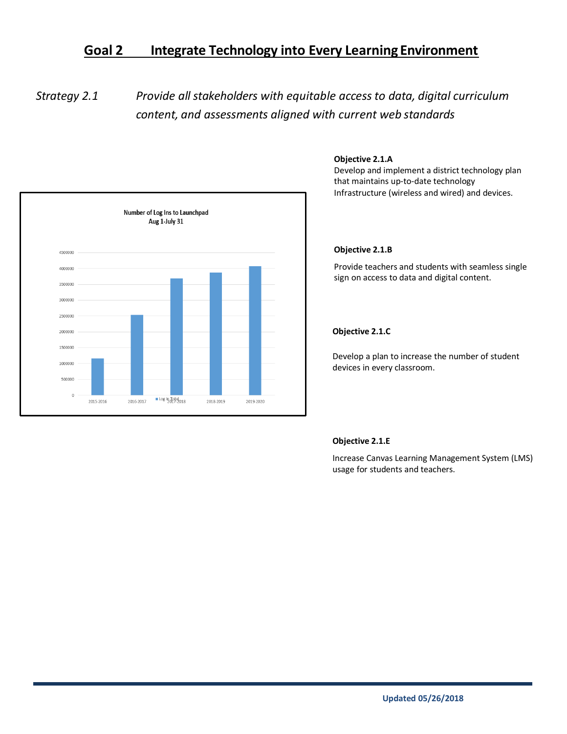# Goal 2 Integrate Technology into Every Learning Environment

*Strategy 2.1* *Provide all stakeholders with equitable access to data, digital curriculum content, and assessments aligned with current web standards*

Number of Log Ins to Launchpad
Aug 1-July 31

**Objective 2.1.A**
Develop and implement a district technology plan that maintains up-to-date technology Infrastructure (wireless and wired) and devices.

**Objective 2.1.B**

Provide teachers and students with seamless single sign on access to data and digital content.

**Objective 2.1.C**

Develop a plan to increase the number of student devices in every classroom.

**Objective 2.1.E**

Increase Canvas Learning Management System (LMS) usage for students and teachers.

Updated 05/26/2018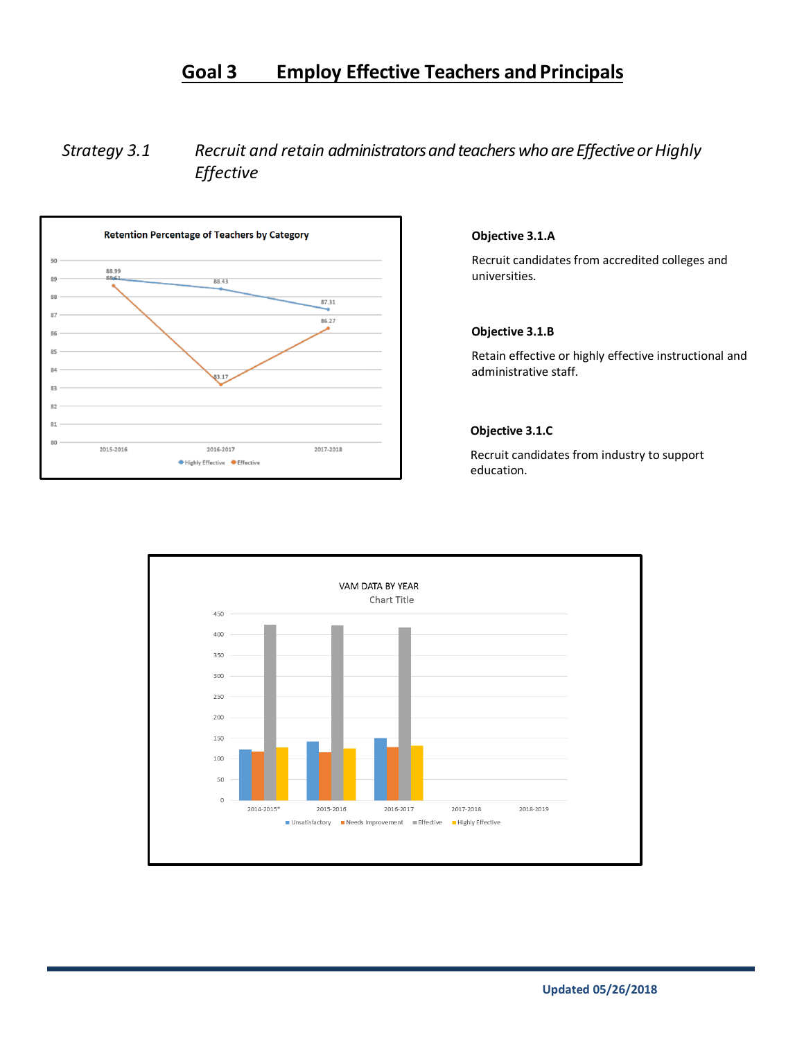# Goal 3 Employ Effective Teachers and Principals

*Strategy 3.1 Recruit and retain administrators and teachers who are Effective or Highly Effective*

**Retention Percentage of Teachers by Category**

| | 2015-2016 | 2016-2017 | 2017-2018 |
|---|---|---|---|
| Highly Effective | 88.99 | 88.43 | 87.31 |
| Effective | 88.61 | 83.17 | 86.27 |

**Objective 3.1.A**

Recruit candidates from accredited colleges and universities.

**Objective 3.1.B**

Retain effective or highly effective instructional and administrative staff.

**Objective 3.1.C**

Recruit candidates from industry to support education.

VAM DATA BY YEAR

Chart Title

Categories: Unsatisfactory, Needs Improvement, Effective, Highly Effective

Years: 2014-2015*, 2015-2016, 2016-2017, 2017-2018, 2018-2019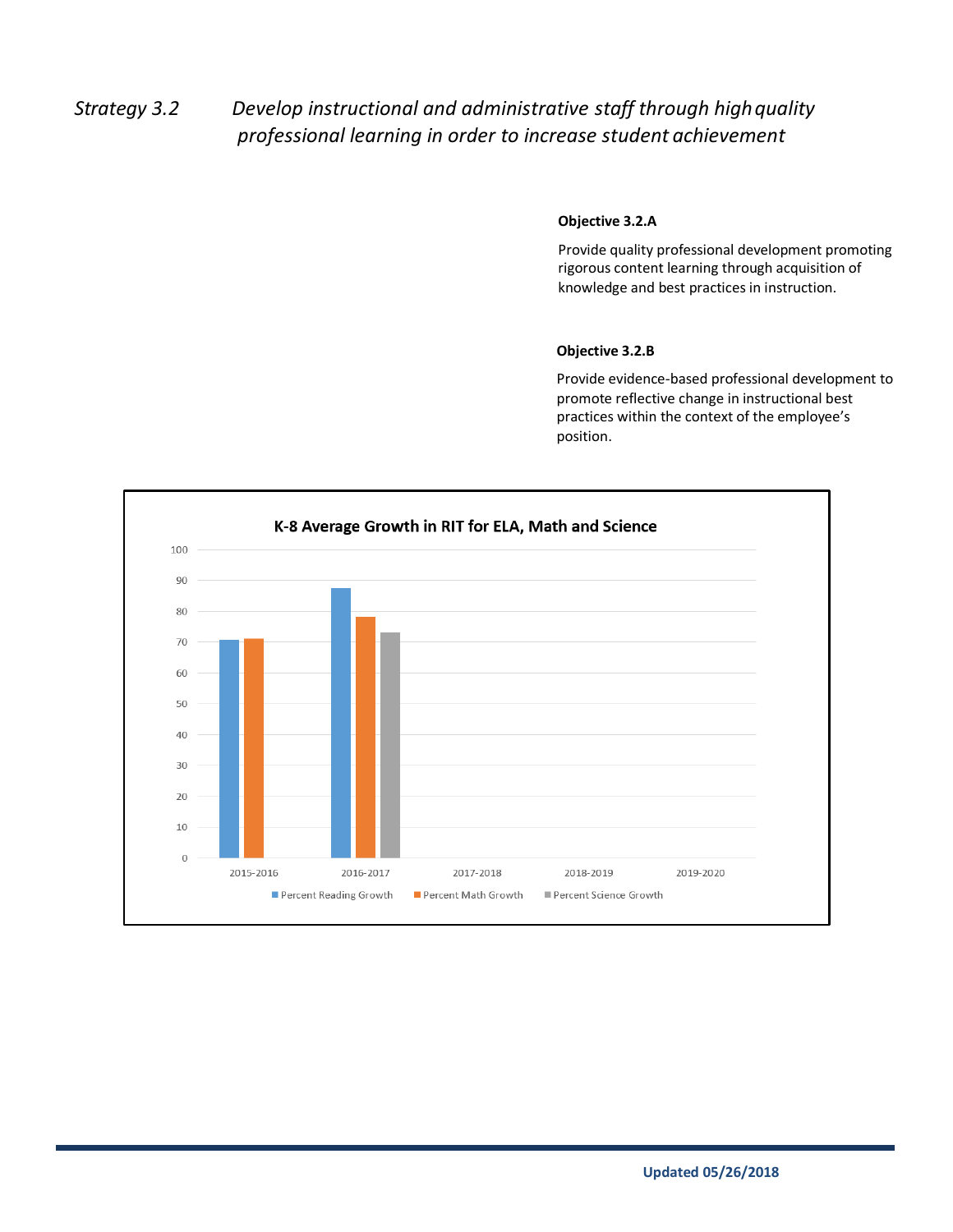*Strategy 3.2 Develop instructional and administrative staff through high quality professional learning in order to increase student achievement*

**Objective 3.2.A**

Provide quality professional development promoting rigorous content learning through acquisition of knowledge and best practices in instruction.

**Objective 3.2.B**

Provide evidence-based professional development to promote reflective change in instructional best practices within the context of the employee's position.

**K-8 Average Growth in RIT for ELA, Math and Science**

| | Percent Reading Growth | Percent Math Growth | Percent Science Growth |
| --- | --- | --- | --- |
| 2015-2016 | 71 | 71 | |
| 2016-2017 | 87 | 78 | 73 |
| 2017-2018 | | | |
| 2018-2019 | | | |
| 2019-2020 | | | |

**Updated 05/26/2018**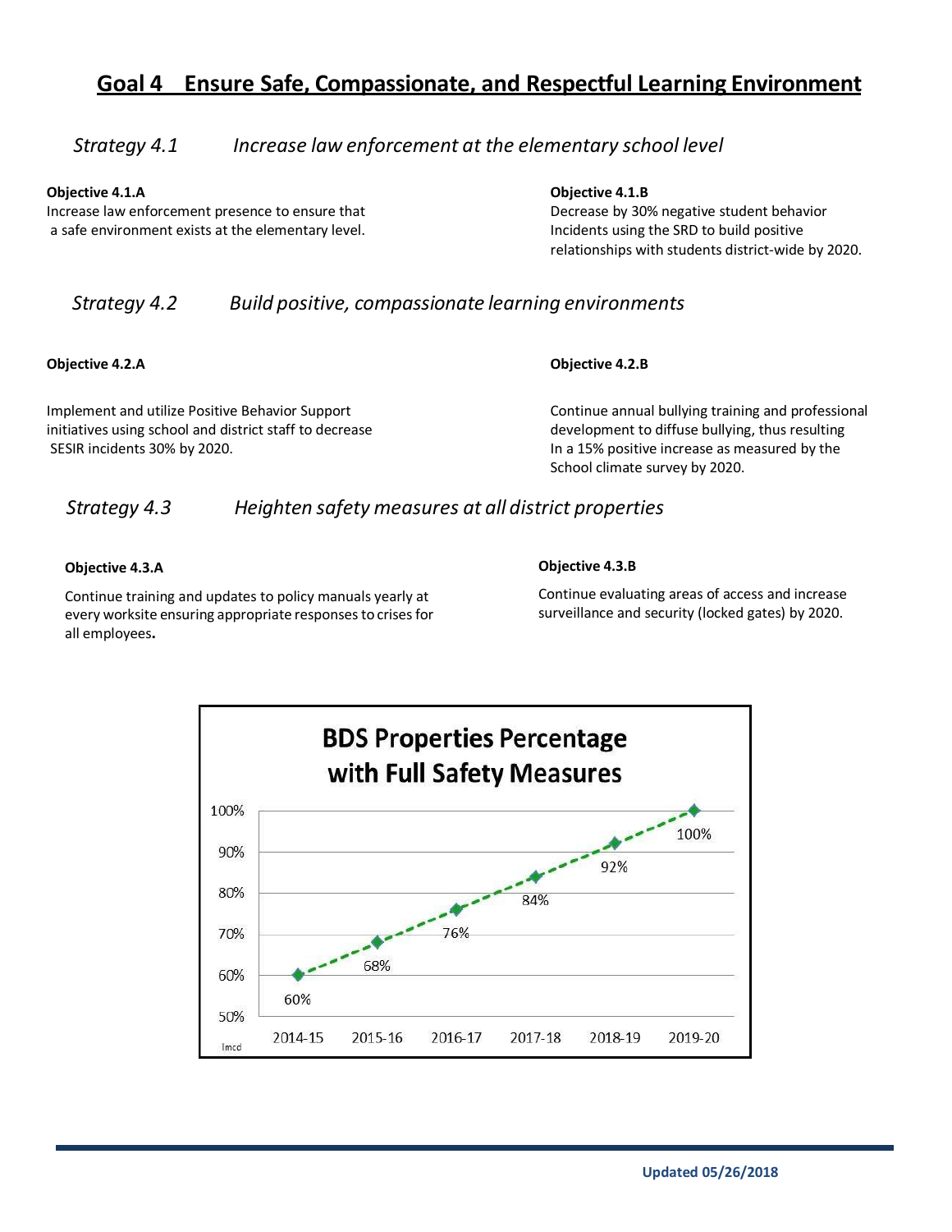# Goal 4 Ensure Safe, Compassionate, and Respectful Learning Environment

## *Strategy 4.1 Increase law enforcement at the elementary school level*

**Objective 4.1.A**
Increase law enforcement presence to ensure that a safe environment exists at the elementary level.

**Objective 4.1.B**
Decrease by 30% negative student behavior Incidents using the SRD to build positive relationships with students district-wide by 2020.

## *Strategy 4.2 Build positive, compassionate learning environments*

**Objective 4.2.A**

Implement and utilize Positive Behavior Support initiatives using school and district staff to decrease SESIR incidents 30% by 2020.

**Objective 4.2.B**

Continue annual bullying training and professional development to diffuse bullying, thus resulting In a 15% positive increase as measured by the School climate survey by 2020.

## *Strategy 4.3 Heighten safety measures at all district properties*

**Objective 4.3.A**

Continue training and updates to policy manuals yearly at every worksite ensuring appropriate responses to crises for all employees**.**

**Objective 4.3.B**

Continue evaluating areas of access and increase surveillance and security (locked gates) by 2020.

**BDS Properties Percentage with Full Safety Measures**

| Year | Percentage |
|---|---|
| 2014-15 | 60% |
| 2015-16 | 68% |
| 2016-17 | 76% |
| 2017-18 | 84% |
| 2018-19 | 92% |
| 2019-20 | 100% |

lmcd

Updated 05/26/2018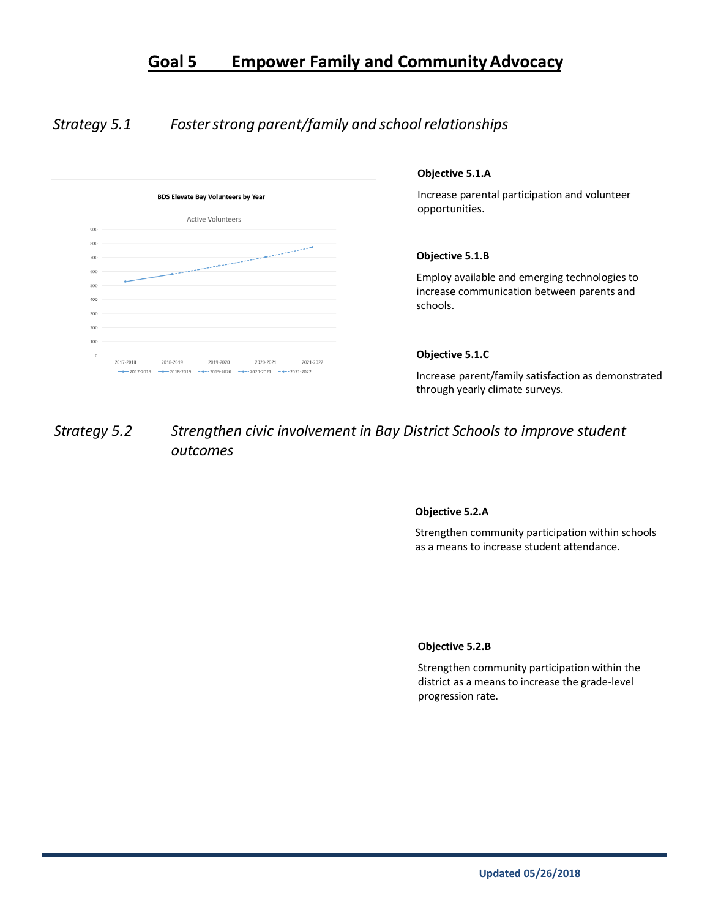# Goal 5 Empower Family and Community Advocacy

## *Strategy 5.1 Foster strong parent/family and school relationships*

**BDS Elevate Bay Volunteers by Year**

Active Volunteers

**Objective 5.1.A**

Increase parental participation and volunteer opportunities.

**Objective 5.1.B**

Employ available and emerging technologies to increase communication between parents and schools.

**Objective 5.1.C**

Increase parent/family satisfaction as demonstrated through yearly climate surveys.

## *Strategy 5.2 Strengthen civic involvement in Bay District Schools to improve student outcomes*

**Objective 5.2.A**

Strengthen community participation within schools as a means to increase student attendance.

**Objective 5.2.B**

Strengthen community participation within the district as a means to increase the grade-level progression rate.

Updated 05/26/2018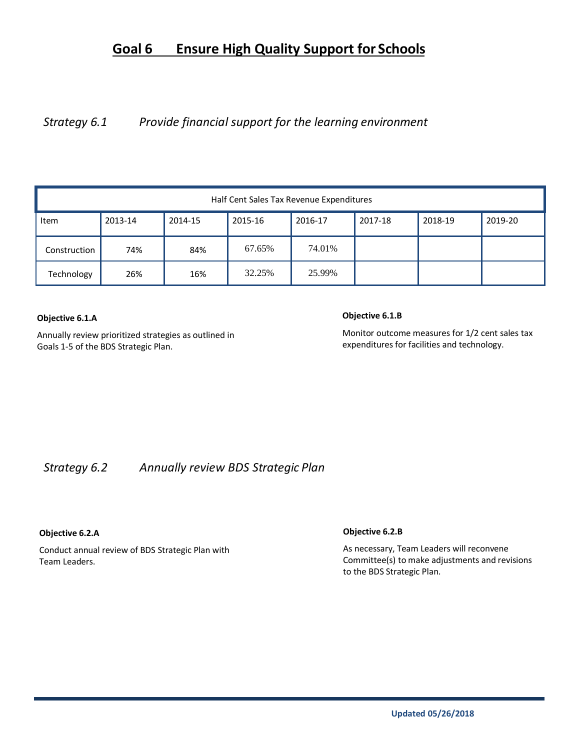# Goal 6 Ensure High Quality Support for Schools

## *Strategy 6.1 Provide financial support for the learning environment*

| Half Cent Sales Tax Revenue Expenditures | | | | | | | |
|---|---|---|---|---|---|---|---|
| Item | 2013-14 | 2014-15 | 2015-16 | 2016-17 | 2017-18 | 2018-19 | 2019-20 |
| Construction | 74% | 84% | 67.65% | 74.01% | | | |
| Technology | 26% | 16% | 32.25% | 25.99% | | | |

**Objective 6.1.A**

Annually review prioritized strategies as outlined in Goals 1-5 of the BDS Strategic Plan.

**Objective 6.1.B**

Monitor outcome measures for 1/2 cent sales tax expenditures for facilities and technology.

## *Strategy 6.2 Annually review BDS Strategic Plan*

**Objective 6.2.A**

Conduct annual review of BDS Strategic Plan with Team Leaders.

**Objective 6.2.B**

As necessary, Team Leaders will reconvene Committee(s) to make adjustments and revisions to the BDS Strategic Plan.

**Updated 05/26/2018**